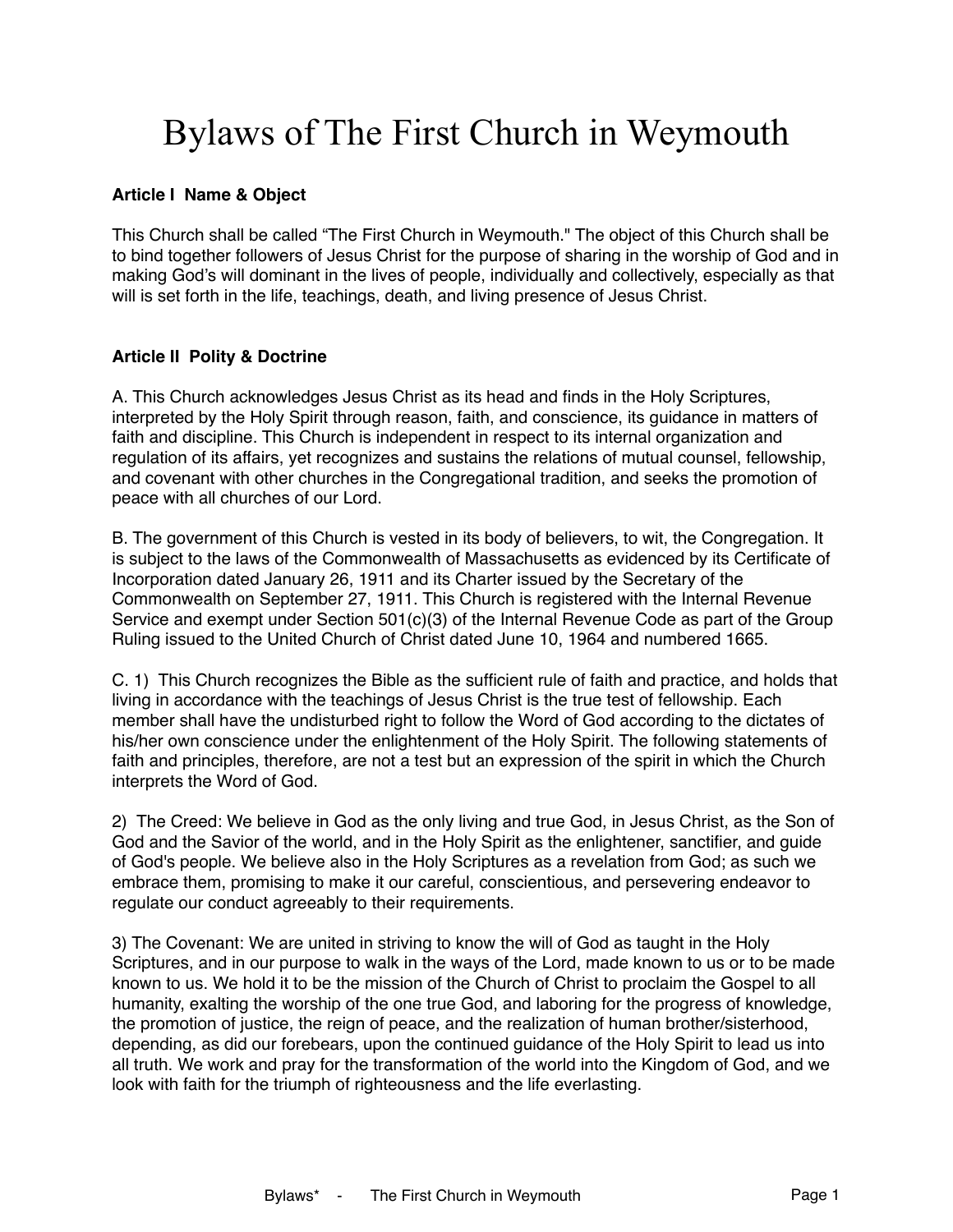# Bylaws of The First Church in Weymouth

## Article I Name & Object

This Church shall be called “The First Church in Weymouth." The object of this Church shall be to bind together followers of Jesus Christ for the purpose of sharing in the worship of God and in making God’s will dominant in the lives of people, individually and collectively, especially as that will is set forth in the life, teachings, death, and living presence of Jesus Christ.

## Article II Polity & Doctrine

A. This Church acknowledges Jesus Christ as its head and finds in the Holy Scriptures, interpreted by the Holy Spirit through reason, faith, and conscience, its guidance in matters of faith and discipline. This Church is independent in respect to its internal organization and regulation of its affairs, yet recognizes and sustains the relations of mutual counsel, fellowship, and covenant with other churches in the Congregational tradition, and seeks the promotion of peace with all churches of our Lord.

B. The government of this Church is vested in its body of believers, to wit, the Congregation. It is subject to the laws of the Commonwealth of Massachusetts as evidenced by its Certificate of Incorporation dated January 26, 1911 and its Charter issued by the Secretary of the Commonwealth on September 27, 1911. This Church is registered with the Internal Revenue Service and exempt under Section 501(c)(3) of the Internal Revenue Code as part of the Group Ruling issued to the United Church of Christ dated June 10, 1964 and numbered 1665.

C. 1) This Church recognizes the Bible as the sufficient rule of faith and practice, and holds that living in accordance with the teachings of Jesus Christ is the true test of fellowship. Each member shall have the undisturbed right to follow the Word of God according to the dictates of his/her own conscience under the enlightenment of the Holy Spirit. The following statements of faith and principles, therefore, are not a test but an expression of the spirit in which the Church interprets the Word of God.

2) The Creed: We believe in God as the only living and true God, in Jesus Christ, as the Son of God and the Savior of the world, and in the Holy Spirit as the enlightener, sanctifier, and guide of God's people. We believe also in the Holy Scriptures as a revelation from God; as such we embrace them, promising to make it our careful, conscientious, and persevering endeavor to regulate our conduct agreeably to their requirements.

3) The Covenant: We are united in striving to know the will of God as taught in the Holy Scriptures, and in our purpose to walk in the ways of the Lord, made known to us or to be made known to us. We hold it to be the mission of the Church of Christ to proclaim the Gospel to all humanity, exalting the worship of the one true God, and laboring for the progress of knowledge, the promotion of justice, the reign of peace, and the realization of human brother/sisterhood, depending, as did our forebears, upon the continued guidance of the Holy Spirit to lead us into all truth. We work and pray for the transformation of the world into the Kingdom of God, and we look with faith for the triumph of righteousness and the life everlasting.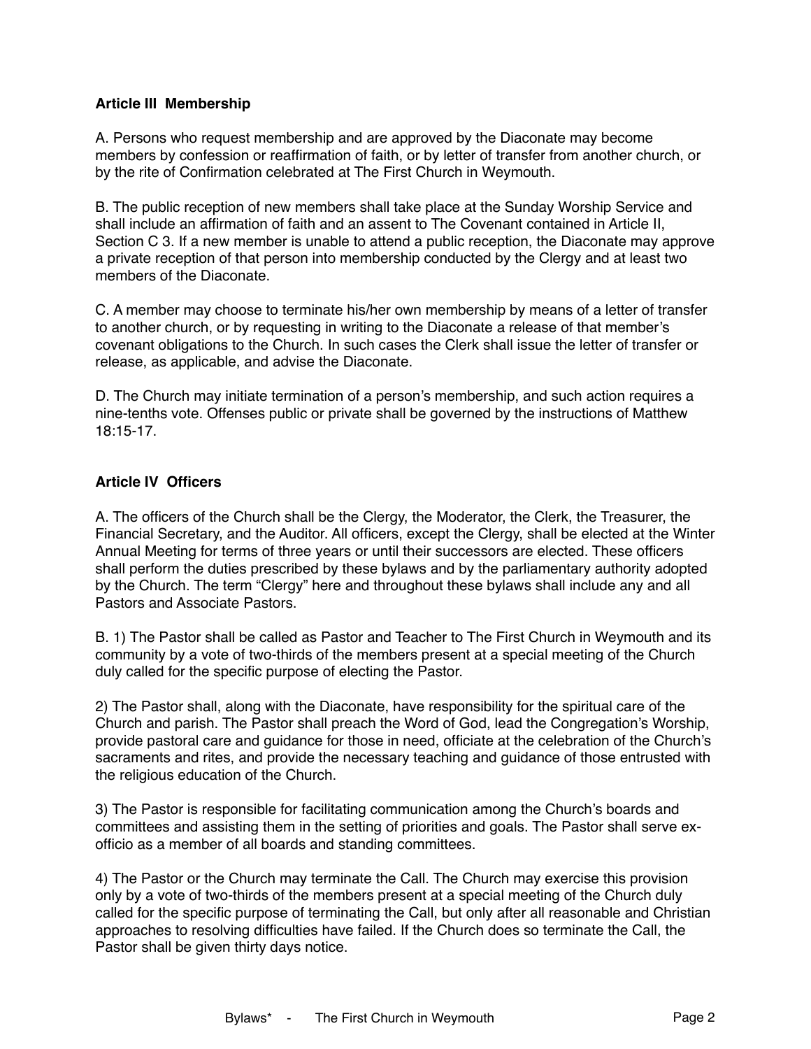**Article III Membership**

A. Persons who request membership and are approved by the Diaconate may become members by confession or reaffirmation of faith, or by letter of transfer from another church, or by the rite of Confirmation celebrated at The First Church in Weymouth.

B. The public reception of new members shall take place at the Sunday Worship Service and shall include an affirmation of faith and an assent to The Covenant contained in Article II, Section C 3. If a new member is unable to attend a public reception, the Diaconate may approve a private reception of that person into membership conducted by the Clergy and at least two members of the Diaconate.

C. A member may choose to terminate his/her own membership by means of a letter of transfer to another church, or by requesting in writing to the Diaconate a release of that member's covenant obligations to the Church. In such cases the Clerk shall issue the letter of transfer or release, as applicable, and advise the Diaconate.

D. The Church may initiate termination of a person's membership, and such action requires a nine-tenths vote. Offenses public or private shall be governed by the instructions of Matthew 18:15-17.

**Article IV Officers**

A. The officers of the Church shall be the Clergy, the Moderator, the Clerk, the Treasurer, the Financial Secretary, and the Auditor. All officers, except the Clergy, shall be elected at the Winter Annual Meeting for terms of three years or until their successors are elected. These officers shall perform the duties prescribed by these bylaws and by the parliamentary authority adopted by the Church. The term "Clergy" here and throughout these bylaws shall include any and all Pastors and Associate Pastors.

B. 1) The Pastor shall be called as Pastor and Teacher to The First Church in Weymouth and its community by a vote of two-thirds of the members present at a special meeting of the Church duly called for the specific purpose of electing the Pastor.

2) The Pastor shall, along with the Diaconate, have responsibility for the spiritual care of the Church and parish. The Pastor shall preach the Word of God, lead the Congregation's Worship, provide pastoral care and guidance for those in need, officiate at the celebration of the Church's sacraments and rites, and provide the necessary teaching and guidance of those entrusted with the religious education of the Church.

3) The Pastor is responsible for facilitating communication among the Church's boards and committees and assisting them in the setting of priorities and goals. The Pastor shall serve ex-officio as a member of all boards and standing committees.

4) The Pastor or the Church may terminate the Call. The Church may exercise this provision only by a vote of two-thirds of the members present at a special meeting of the Church duly called for the specific purpose of terminating the Call, but only after all reasonable and Christian approaches to resolving difficulties have failed. If the Church does so terminate the Call, the Pastor shall be given thirty days notice.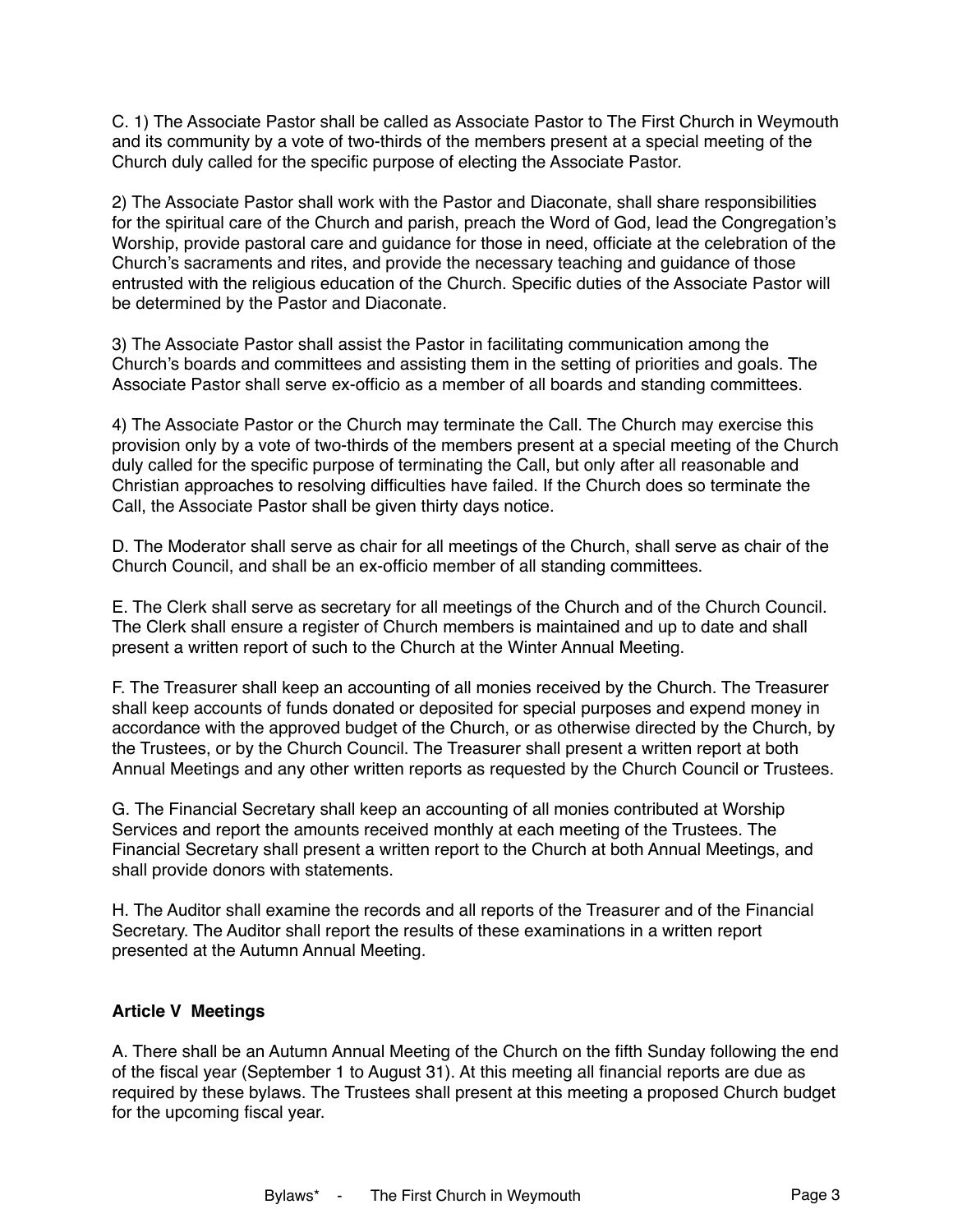C. 1) The Associate Pastor shall be called as Associate Pastor to The First Church in Weymouth and its community by a vote of two-thirds of the members present at a special meeting of the Church duly called for the specific purpose of electing the Associate Pastor.

2) The Associate Pastor shall work with the Pastor and Diaconate, shall share responsibilities for the spiritual care of the Church and parish, preach the Word of God, lead the Congregation's Worship, provide pastoral care and guidance for those in need, officiate at the celebration of the Church's sacraments and rites, and provide the necessary teaching and guidance of those entrusted with the religious education of the Church. Specific duties of the Associate Pastor will be determined by the Pastor and Diaconate.

3) The Associate Pastor shall assist the Pastor in facilitating communication among the Church's boards and committees and assisting them in the setting of priorities and goals. The Associate Pastor shall serve ex-officio as a member of all boards and standing committees.

4) The Associate Pastor or the Church may terminate the Call. The Church may exercise this provision only by a vote of two-thirds of the members present at a special meeting of the Church duly called for the specific purpose of terminating the Call, but only after all reasonable and Christian approaches to resolving difficulties have failed. If the Church does so terminate the Call, the Associate Pastor shall be given thirty days notice.

D. The Moderator shall serve as chair for all meetings of the Church, shall serve as chair of the Church Council, and shall be an ex-officio member of all standing committees.

E. The Clerk shall serve as secretary for all meetings of the Church and of the Church Council. The Clerk shall ensure a register of Church members is maintained and up to date and shall present a written report of such to the Church at the Winter Annual Meeting.

F. The Treasurer shall keep an accounting of all monies received by the Church. The Treasurer shall keep accounts of funds donated or deposited for special purposes and expend money in accordance with the approved budget of the Church, or as otherwise directed by the Church, by the Trustees, or by the Church Council. The Treasurer shall present a written report at both Annual Meetings and any other written reports as requested by the Church Council or Trustees.

G. The Financial Secretary shall keep an accounting of all monies contributed at Worship Services and report the amounts received monthly at each meeting of the Trustees. The Financial Secretary shall present a written report to the Church at both Annual Meetings, and shall provide donors with statements.

H. The Auditor shall examine the records and all reports of the Treasurer and of the Financial Secretary. The Auditor shall report the results of these examinations in a written report presented at the Autumn Annual Meeting.

## Article V Meetings

A. There shall be an Autumn Annual Meeting of the Church on the fifth Sunday following the end of the fiscal year (September 1 to August 31). At this meeting all financial reports are due as required by these bylaws. The Trustees shall present at this meeting a proposed Church budget for the upcoming fiscal year.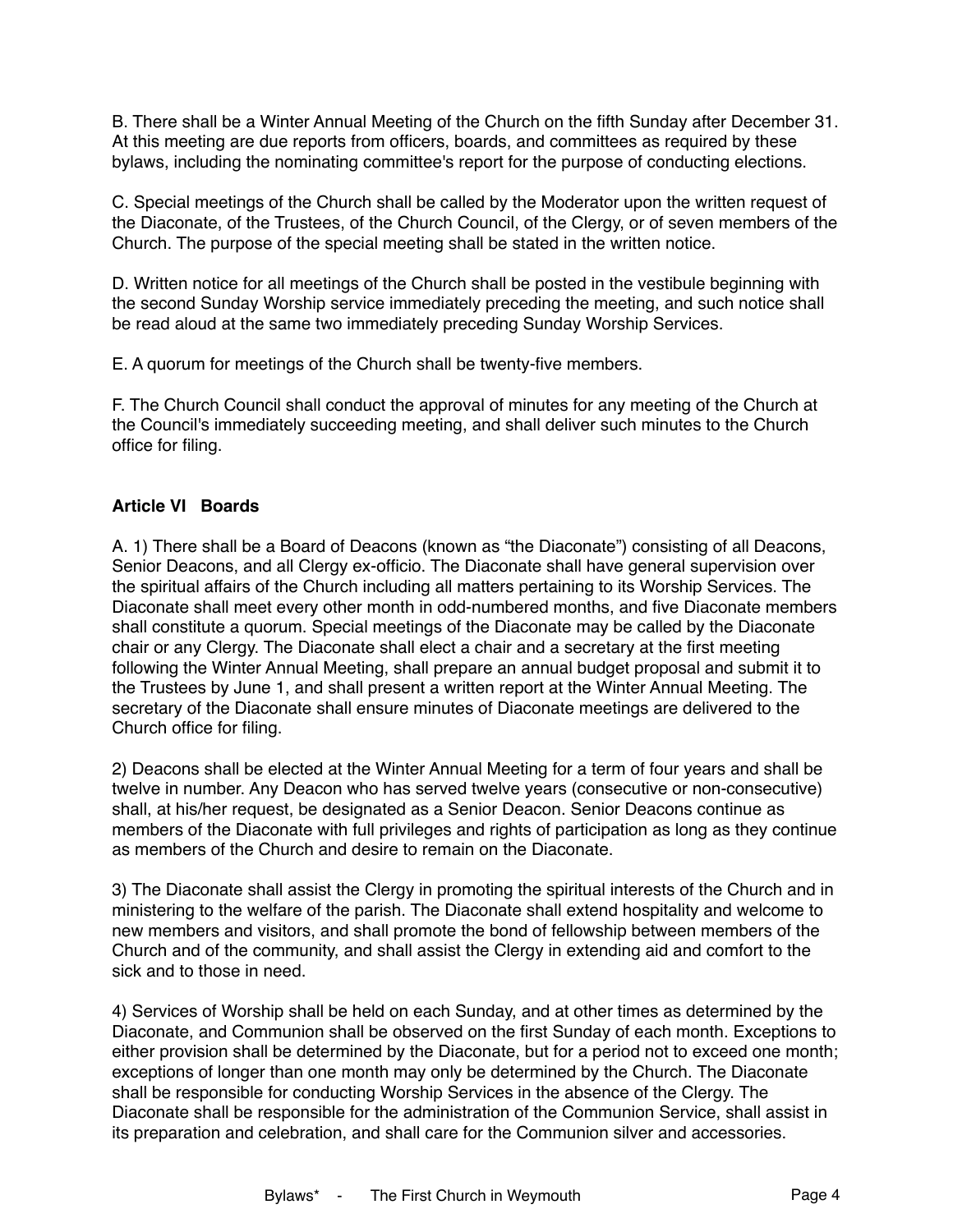B. There shall be a Winter Annual Meeting of the Church on the fifth Sunday after December 31. At this meeting are due reports from officers, boards, and committees as required by these bylaws, including the nominating committee's report for the purpose of conducting elections.

C. Special meetings of the Church shall be called by the Moderator upon the written request of the Diaconate, of the Trustees, of the Church Council, of the Clergy, or of seven members of the Church. The purpose of the special meeting shall be stated in the written notice.

D. Written notice for all meetings of the Church shall be posted in the vestibule beginning with the second Sunday Worship service immediately preceding the meeting, and such notice shall be read aloud at the same two immediately preceding Sunday Worship Services.

E. A quorum for meetings of the Church shall be twenty-five members.

F. The Church Council shall conduct the approval of minutes for any meeting of the Church at the Council's immediately succeeding meeting, and shall deliver such minutes to the Church office for filing.

## Article VI Boards

A. 1) There shall be a Board of Deacons (known as "the Diaconate") consisting of all Deacons, Senior Deacons, and all Clergy ex-officio. The Diaconate shall have general supervision over the spiritual affairs of the Church including all matters pertaining to its Worship Services. The Diaconate shall meet every other month in odd-numbered months, and five Diaconate members shall constitute a quorum. Special meetings of the Diaconate may be called by the Diaconate chair or any Clergy. The Diaconate shall elect a chair and a secretary at the first meeting following the Winter Annual Meeting, shall prepare an annual budget proposal and submit it to the Trustees by June 1, and shall present a written report at the Winter Annual Meeting. The secretary of the Diaconate shall ensure minutes of Diaconate meetings are delivered to the Church office for filing.

2) Deacons shall be elected at the Winter Annual Meeting for a term of four years and shall be twelve in number. Any Deacon who has served twelve years (consecutive or non-consecutive) shall, at his/her request, be designated as a Senior Deacon. Senior Deacons continue as members of the Diaconate with full privileges and rights of participation as long as they continue as members of the Church and desire to remain on the Diaconate.

3) The Diaconate shall assist the Clergy in promoting the spiritual interests of the Church and in ministering to the welfare of the parish. The Diaconate shall extend hospitality and welcome to new members and visitors, and shall promote the bond of fellowship between members of the Church and of the community, and shall assist the Clergy in extending aid and comfort to the sick and to those in need.

4) Services of Worship shall be held on each Sunday, and at other times as determined by the Diaconate, and Communion shall be observed on the first Sunday of each month. Exceptions to either provision shall be determined by the Diaconate, but for a period not to exceed one month; exceptions of longer than one month may only be determined by the Church. The Diaconate shall be responsible for conducting Worship Services in the absence of the Clergy. The Diaconate shall be responsible for the administration of the Communion Service, shall assist in its preparation and celebration, and shall care for the Communion silver and accessories.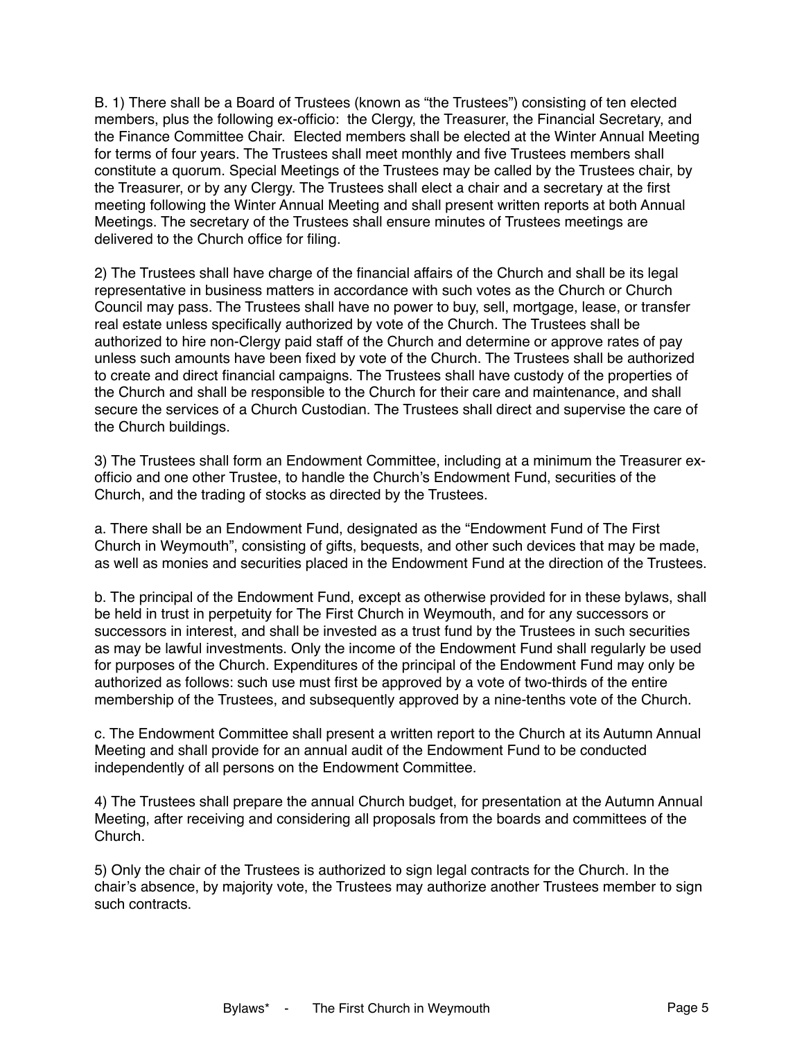B. 1) There shall be a Board of Trustees (known as "the Trustees") consisting of ten elected members, plus the following ex-officio: the Clergy, the Treasurer, the Financial Secretary, and the Finance Committee Chair. Elected members shall be elected at the Winter Annual Meeting for terms of four years. The Trustees shall meet monthly and five Trustees members shall constitute a quorum. Special Meetings of the Trustees may be called by the Trustees chair, by the Treasurer, or by any Clergy. The Trustees shall elect a chair and a secretary at the first meeting following the Winter Annual Meeting and shall present written reports at both Annual Meetings. The secretary of the Trustees shall ensure minutes of Trustees meetings are delivered to the Church office for filing.

2) The Trustees shall have charge of the financial affairs of the Church and shall be its legal representative in business matters in accordance with such votes as the Church or Church Council may pass. The Trustees shall have no power to buy, sell, mortgage, lease, or transfer real estate unless specifically authorized by vote of the Church. The Trustees shall be authorized to hire non-Clergy paid staff of the Church and determine or approve rates of pay unless such amounts have been fixed by vote of the Church. The Trustees shall be authorized to create and direct financial campaigns. The Trustees shall have custody of the properties of the Church and shall be responsible to the Church for their care and maintenance, and shall secure the services of a Church Custodian. The Trustees shall direct and supervise the care of the Church buildings.

3) The Trustees shall form an Endowment Committee, including at a minimum the Treasurer ex-officio and one other Trustee, to handle the Church's Endowment Fund, securities of the Church, and the trading of stocks as directed by the Trustees.

a. There shall be an Endowment Fund, designated as the "Endowment Fund of The First Church in Weymouth", consisting of gifts, bequests, and other such devices that may be made, as well as monies and securities placed in the Endowment Fund at the direction of the Trustees.

b. The principal of the Endowment Fund, except as otherwise provided for in these bylaws, shall be held in trust in perpetuity for The First Church in Weymouth, and for any successors or successors in interest, and shall be invested as a trust fund by the Trustees in such securities as may be lawful investments. Only the income of the Endowment Fund shall regularly be used for purposes of the Church. Expenditures of the principal of the Endowment Fund may only be authorized as follows: such use must first be approved by a vote of two-thirds of the entire membership of the Trustees, and subsequently approved by a nine-tenths vote of the Church.

c. The Endowment Committee shall present a written report to the Church at its Autumn Annual Meeting and shall provide for an annual audit of the Endowment Fund to be conducted independently of all persons on the Endowment Committee.

4) The Trustees shall prepare the annual Church budget, for presentation at the Autumn Annual Meeting, after receiving and considering all proposals from the boards and committees of the Church.

5) Only the chair of the Trustees is authorized to sign legal contracts for the Church. In the chair's absence, by majority vote, the Trustees may authorize another Trustees member to sign such contracts.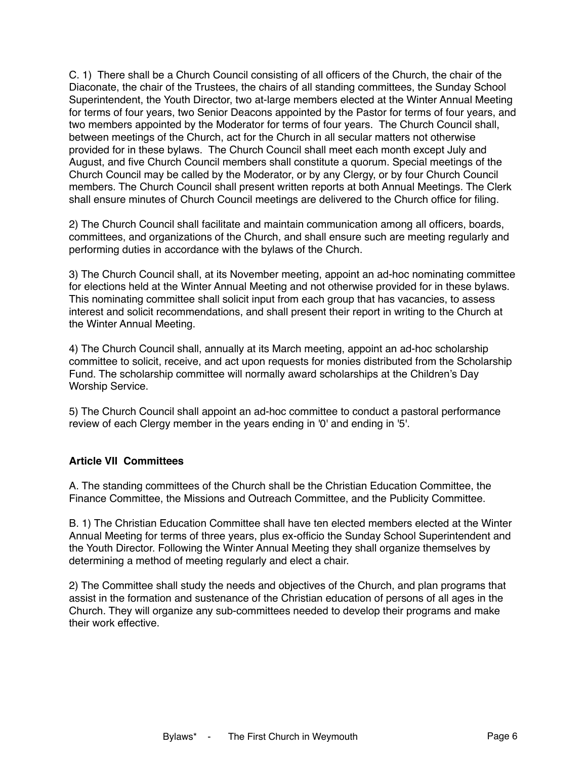C. 1) There shall be a Church Council consisting of all officers of the Church, the chair of the Diaconate, the chair of the Trustees, the chairs of all standing committees, the Sunday School Superintendent, the Youth Director, two at-large members elected at the Winter Annual Meeting for terms of four years, two Senior Deacons appointed by the Pastor for terms of four years, and two members appointed by the Moderator for terms of four years. The Church Council shall, between meetings of the Church, act for the Church in all secular matters not otherwise provided for in these bylaws. The Church Council shall meet each month except July and August, and five Church Council members shall constitute a quorum. Special meetings of the Church Council may be called by the Moderator, or by any Clergy, or by four Church Council members. The Church Council shall present written reports at both Annual Meetings. The Clerk shall ensure minutes of Church Council meetings are delivered to the Church office for filing.

2) The Church Council shall facilitate and maintain communication among all officers, boards, committees, and organizations of the Church, and shall ensure such are meeting regularly and performing duties in accordance with the bylaws of the Church.

3) The Church Council shall, at its November meeting, appoint an ad-hoc nominating committee for elections held at the Winter Annual Meeting and not otherwise provided for in these bylaws. This nominating committee shall solicit input from each group that has vacancies, to assess interest and solicit recommendations, and shall present their report in writing to the Church at the Winter Annual Meeting.

4) The Church Council shall, annually at its March meeting, appoint an ad-hoc scholarship committee to solicit, receive, and act upon requests for monies distributed from the Scholarship Fund. The scholarship committee will normally award scholarships at the Children's Day Worship Service.

5) The Church Council shall appoint an ad-hoc committee to conduct a pastoral performance review of each Clergy member in the years ending in '0' and ending in '5'.

### Article VII Committees

A. The standing committees of the Church shall be the Christian Education Committee, the Finance Committee, the Missions and Outreach Committee, and the Publicity Committee.

B. 1) The Christian Education Committee shall have ten elected members elected at the Winter Annual Meeting for terms of three years, plus ex-officio the Sunday School Superintendent and the Youth Director. Following the Winter Annual Meeting they shall organize themselves by determining a method of meeting regularly and elect a chair.

2) The Committee shall study the needs and objectives of the Church, and plan programs that assist in the formation and sustenance of the Christian education of persons of all ages in the Church. They will organize any sub-committees needed to develop their programs and make their work effective.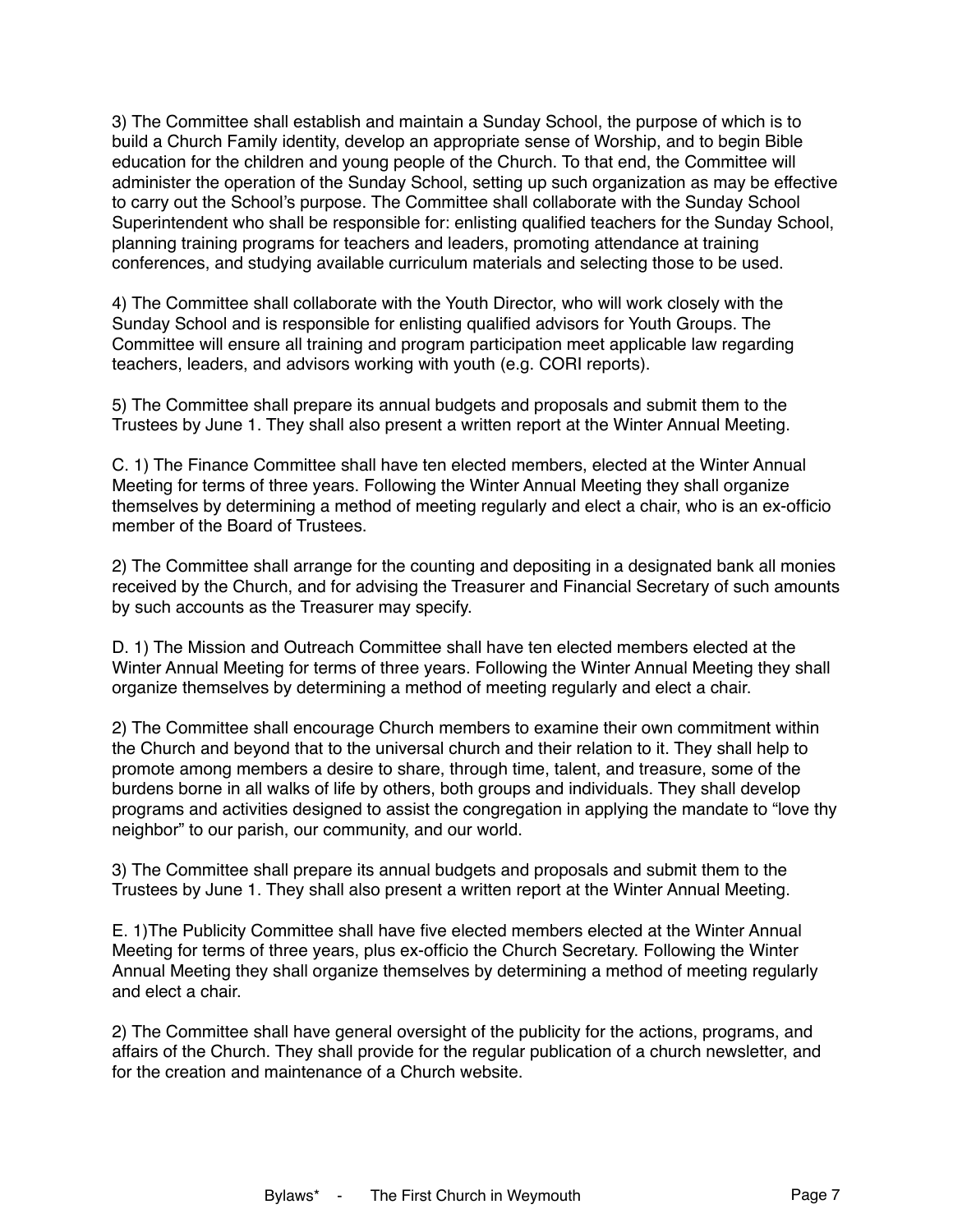3) The Committee shall establish and maintain a Sunday School, the purpose of which is to build a Church Family identity, develop an appropriate sense of Worship, and to begin Bible education for the children and young people of the Church. To that end, the Committee will administer the operation of the Sunday School, setting up such organization as may be effective to carry out the School's purpose. The Committee shall collaborate with the Sunday School Superintendent who shall be responsible for: enlisting qualified teachers for the Sunday School, planning training programs for teachers and leaders, promoting attendance at training conferences, and studying available curriculum materials and selecting those to be used.

4) The Committee shall collaborate with the Youth Director, who will work closely with the Sunday School and is responsible for enlisting qualified advisors for Youth Groups. The Committee will ensure all training and program participation meet applicable law regarding teachers, leaders, and advisors working with youth (e.g. CORI reports).

5) The Committee shall prepare its annual budgets and proposals and submit them to the Trustees by June 1. They shall also present a written report at the Winter Annual Meeting.

C. 1) The Finance Committee shall have ten elected members, elected at the Winter Annual Meeting for terms of three years. Following the Winter Annual Meeting they shall organize themselves by determining a method of meeting regularly and elect a chair, who is an ex-officio member of the Board of Trustees.

2) The Committee shall arrange for the counting and depositing in a designated bank all monies received by the Church, and for advising the Treasurer and Financial Secretary of such amounts by such accounts as the Treasurer may specify.

D. 1) The Mission and Outreach Committee shall have ten elected members elected at the Winter Annual Meeting for terms of three years. Following the Winter Annual Meeting they shall organize themselves by determining a method of meeting regularly and elect a chair.

2) The Committee shall encourage Church members to examine their own commitment within the Church and beyond that to the universal church and their relation to it. They shall help to promote among members a desire to share, through time, talent, and treasure, some of the burdens borne in all walks of life by others, both groups and individuals. They shall develop programs and activities designed to assist the congregation in applying the mandate to "love thy neighbor" to our parish, our community, and our world.

3) The Committee shall prepare its annual budgets and proposals and submit them to the Trustees by June 1. They shall also present a written report at the Winter Annual Meeting.

E. 1)The Publicity Committee shall have five elected members elected at the Winter Annual Meeting for terms of three years, plus ex-officio the Church Secretary. Following the Winter Annual Meeting they shall organize themselves by determining a method of meeting regularly and elect a chair.

2) The Committee shall have general oversight of the publicity for the actions, programs, and affairs of the Church. They shall provide for the regular publication of a church newsletter, and for the creation and maintenance of a Church website.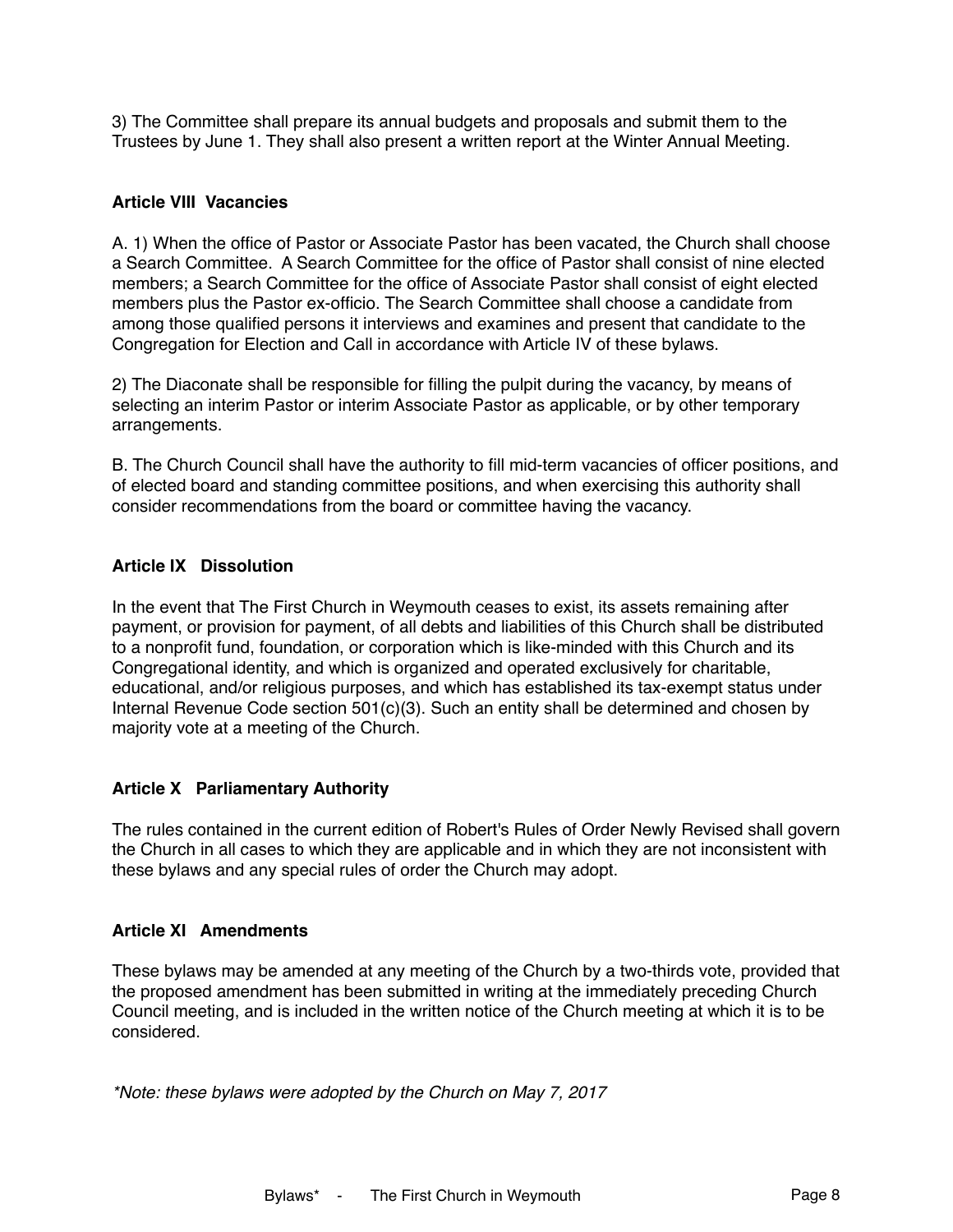3) The Committee shall prepare its annual budgets and proposals and submit them to the Trustees by June 1. They shall also present a written report at the Winter Annual Meeting.

### Article VIII Vacancies

A. 1) When the office of Pastor or Associate Pastor has been vacated, the Church shall choose a Search Committee. A Search Committee for the office of Pastor shall consist of nine elected members; a Search Committee for the office of Associate Pastor shall consist of eight elected members plus the Pastor ex-officio. The Search Committee shall choose a candidate from among those qualified persons it interviews and examines and present that candidate to the Congregation for Election and Call in accordance with Article IV of these bylaws.

2) The Diaconate shall be responsible for filling the pulpit during the vacancy, by means of selecting an interim Pastor or interim Associate Pastor as applicable, or by other temporary arrangements.

B. The Church Council shall have the authority to fill mid-term vacancies of officer positions, and of elected board and standing committee positions, and when exercising this authority shall consider recommendations from the board or committee having the vacancy.

### Article IX Dissolution

In the event that The First Church in Weymouth ceases to exist, its assets remaining after payment, or provision for payment, of all debts and liabilities of this Church shall be distributed to a nonprofit fund, foundation, or corporation which is like-minded with this Church and its Congregational identity, and which is organized and operated exclusively for charitable, educational, and/or religious purposes, and which has established its tax-exempt status under Internal Revenue Code section 501(c)(3). Such an entity shall be determined and chosen by majority vote at a meeting of the Church.

### Article X Parliamentary Authority

The rules contained in the current edition of Robert's Rules of Order Newly Revised shall govern the Church in all cases to which they are applicable and in which they are not inconsistent with these bylaws and any special rules of order the Church may adopt.

### Article XI Amendments

These bylaws may be amended at any meeting of the Church by a two-thirds vote, provided that the proposed amendment has been submitted in writing at the immediately preceding Church Council meeting, and is included in the written notice of the Church meeting at which it is to be considered.

*\*Note: these bylaws were adopted by the Church on May 7, 2017*